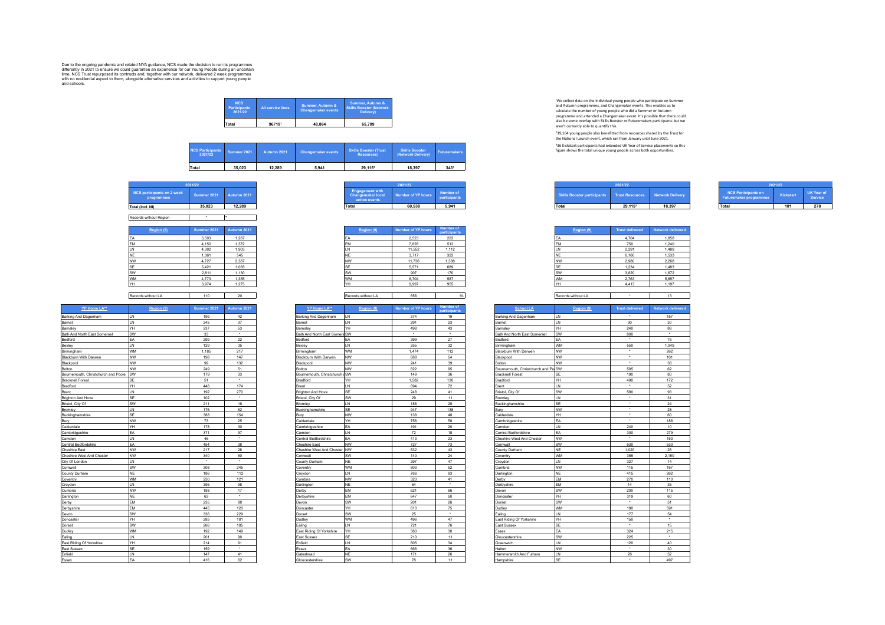Due to the ongoing pandemic and related NYA guidance, NCS made the decision to run its programmes differently in 2021 to ensure we could guarantee an experience for our Young People during an uncertain time. NCS Trust repurposed its contracts and, together with our network, delivered 2 week programmes with no residential aspect to them, alongside alternative services and activities to support young people and schools.

| NCS Participants 2021/22 | All service lines | Summer, Autumn & Changemaker events | Summer, Autumn & Skills Booster (Network Delivery) |
|---|---|---|---|
| Total | 96719[1] | 48,864 | 65,709 |

| NCS Participants 2021/22 | Summer 2021 | Autumn 2021 | Changemaker events | Skills Booster (Trust Resources) | Skills Booster (Network Delivery) | Futuremakers |
|---|---|---|---|---|---|---|
| Total | 35,023 | 12,289 | 5,941 | 29,115[2] | 18,397 | 343[3] |

[1]We collect data on the individual young people who participate on Summer and Autumn programmes, and Changemaker events. This enables us to calculate the number of young people who did a Summer or Autumn programme and attended a Changemaker event. It's possible that there could also be some overlap with Skills Booster or Futuremakers participants but we aren't currently able to quantify this.

[2]39,164 young people also benefitted from resources shared by the Trust for the National Launch event, which ran from January until June 2021.

[3]36 Kickstart participants had extended UK Year of Service placements so this figure shows the total unique young people across both opportunities.

| 2021/22 | | |
|---|---|---|
| NCS participants on 2 week programmes | Summer 2021 | Autumn 2021 |
| Total (incl. NI) | 35,023 | 12,289 |
| Records without Region | * | * |

| Region (9) | Summer 2021 | Autumn 2021 |
|---|---|---|
| EA | 3,503 | 1,287 |
| EM | 4,150 | 1,372 |
| LN | 4,302 | 1,903 |
| NE | 1,361 | 545 |
| NW | 4,727 | 2,387 |
| SE | 5,421 | 1,035 |
| SW | 2,811 | 1,130 |
| WM | 4,773 | 1,355 |
| YH | 3,974 | 1,275 |
| Records without LA | 110 | 20 |

| YP Home LA** | Region (9) | Summer 2021 | Autumn 2021 |
|---|---|---|---|
| Barking And Dagenham | LN | 199 | 42 |
| Barnet | LN | 245 | 37 |
| Barnsley | YH | 237 | 53 |
| Bath And North East Somerset | SW | 33 | * |
| Bedford | EA | 299 | 22 |
| Bexley | LN | 129 | 35 |
| Birmingham | WM | 1,185 | 217 |
| Blackburn With Darwen | NW | 198 | 147 |
| Blackpool | NW | 99 | 132 |
| Bolton | NW | 249 | 51 |
| Bournemouth, Christchurch and Poole | SW | 179 | 33 |
| Bracknell Forest | SE | 51 | * |
| Bradford | YH | 448 | 174 |
| Brent | LN | 192 | 270 |
| Brighton And Hove | SE | 102 | * |
| Bristol, City Of | SW | 211 | 16 |
| Bromley | LN | 176 | 62 |
| Buckinghamshire | SE | 388 | 154 |
| Bury | NW | 73 | 25 |
| Calderdale | YH | 178 | 30 |
| Cambridgeshire | EA | 371 | 97 |
| Camden | LN | 46 | * |
| Central Bedfordshire | EA | 454 | 38 |
| Cheshire East | NW | 217 | 28 |
| Cheshire West And Chester | NW | 340 | 60 |
| City Of London | LN | * | * |
| Cornwall | SW | 308 | 245 |
| County Durham | NE | 186 | 112 |
| Coventry | WM | 230 | 121 |
| Croydon | LN | 395 | 98 |
| Cumbria | NW | 188 | 17 |
| Darlington | NE | 63 | * |
| Derby | EM | 235 | 88 |
| Derbyshire | EM | 445 | 120 |
| Devon | SW | 336 | 229 |
| Doncaster | YH | 285 | 181 |
| Dorset | SW | 266 | 185 |
| Dudley | WM | 192 | 149 |
| Ealing | LN | 201 | 96 |
| East Riding Of Yorkshire | YH | 214 | 91 |
| East Sussex | SE | 159 | * |
| Enfield | LN | 147 | 41 |
| Essex | EA | 416 | 62 |

| 2021/22 | | |
|---|---|---|
| Engagement with Changemaker local action events | Number of YP hours | Number of participants |
| Total | 60,538 | 5,941 |

| Region (9) | Number of YP hours | Number of participants |
|---|---|---|
| EA | 2,523 | 222 |
| EM | 7,828 | 513 |
| LN | 11,552 | 1,112 |
| NE | 3,717 | 322 |
| NW | 11,736 | 1,388 |
| SE | 5,571 | 689 |
| SW | 907 | 170 |
| WM | 6,704 | 587 |
| YH | 9,997 | 955 |
| Records without LA | 656 | 91 |

| YP Home LA** | Region (9) | Number of YP hours | Number of participants |
|---|---|---|---|
| Barking And Dagenham | LN | 374 | 19 |
| Barnet | LN | 291 | 23 |
| Barnsley | YH | 498 | 43 |
| Bath And North East Somerset | SW | * | * |
| Bedford | EA | 399 | 27 |
| Bexley | LN | 255 | 32 |
| Birmingham | WM | 1,474 | 112 |
| Blackburn With Darwen | NW | 688 | 54 |
| Blackpool | NW | 241 | 39 |
| Bolton | NW | 622 | 95 |
| Bournemouth, Christchurch a | SW | 149 | 36 |
| Bradford | YH | 1,582 | 130 |
| Brent | LN | 694 | 72 |
| Brighton And Hove | SE | 248 | 41 |
| Bristol, City Of | SW | 29 | 11 |
| Bromley | LN | 188 | 28 |
| Buckinghamshire | SE | 947 | 138 |
| Bury | NW | 138 | 48 |
| Calderdale | YH | 756 | 58 |
| Cambridgeshire | EA | 191 | 20 |
| Camden | LN | 72 | 18 |
| Central Bedfordshire | EA | 413 | 23 |
| Cheshire East | NW | 727 | 73 |
| Cheshire West And Chester | NW | 532 | 43 |
| Cornwall | SW | 140 | 24 |
| County Durham | NE | 297 | 47 |
| Coventry | WM | 803 | 52 |
| Croydon | LN | 766 | 93 |
| Cumbria | NW | 323 | 41 |
| Darlington | NE | 64 | * |
| Derby | EM | 621 | 66 |
| Derbyshire | EM | 647 | 50 |
| Devon | SW | 201 | 26 |
| Doncaster | YH | 810 | 75 |
| Dorset | SW | 25 | * |
| Dudley | WM | 496 | 47 |
| Ealing | LN | 721 | 76 |
| East Riding Of Yorkshire | YH | 380 | 30 |
| East Sussex | SE | 210 | 11 |
| Enfield | LN | 605 | 34 |
| Essex | EA | 666 | 36 |
| Gateshead | NE | 171 | 26 |
| Gloucestershire | SW | 78 | 11 |

| 2021/22 | | |
|---|---|---|
| Skills Booster participants | Trust Resources | Network Delivery |
| Total | 29,115[2] | 18,397 |

| Region (9) | Trust delivered | Network delivered |
|---|---|---|
| EA | 4,704 | 1,858 |
| EM | 750 | 1,240 |
| LN | 2,291 | 1,489 |
| NE | 6,160 | 1,533 |
| NW | 2,980 | 2,268 |
| SE | 1,234 | 1,483 |
| SW | 3,820 | 1,672 |
| WM | 2,763 | 5,657 |
| YH | 4,413 | 1,197 |
| Records without LA | * | 13 |

| School LA | Region (9) | Trust delivered | Network delivered |
|---|---|---|---|
| Barking And Dagenham | LN | * | 157 |
| Barnet | LN | 30 | 30 |
| Barnsley | YH | 240 | 88 |
| Bath And North East Somerset | SW | 800 | * |
| Bedford | EA | * | 76 |
| Birmingham | WM | 550 | 1,049 |
| Blackburn With Darwen | NW | * | 262 |
| Blackpool | NW | * | 101 |
| Bolton | NW | * | 38 |
| Bournemouth, Christchurch and Po | SW | 505 | 62 |
| Bracknell Forest | SE | 190 | 80 |
| Bradford | YH | 490 | 172 |
| Brent | LN | * | 52 |
| Bristol, City Of | SW | 590 | 93 |
| Bromley | LN | * | 31 |
| Buckinghamshire | SE | * | 24 |
| Bury | NW | * | 28 |
| Calderdale | YH | * | 60 |
| Cambridgeshire | EA | * | 186 |
| Camden | LN | 240 | 10 |
| Central Bedfordshire | EA | 300 | 279 |
| Cheshire West And Chester | NW | * | 160 |
| Cornwall | SW | 530 | 533 |
| County Durham | NE | 1,020 | 26 |
| Coventry | WM | 355 | 2,150 |
| Croydon | LN | 327 | 14 |
| Cumbria | NW | 115 | 167 |
| Darlington | NE | 415 | 262 |
| Derby | EM | 270 | 110 |
| Derbyshire | EM | 14 | 35 |
| Devon | SW | 200 | 115 |
| Doncaster | YH | 319 | 60 |
| Dorset | SW | * | 51 |
| Dudley | WM | 190 | 591 |
| Ealing | LN | 177 | 54 |
| East Riding Of Yorkshire | YH | 150 | * |
| East Sussex | SE | * | 15 |
| Essex | EA | 324 | 215 |
| Gloucestershire | SW | 225 | * |
| Greenwich | LN | 120 | 40 |
| Halton | NW | * | 30 |
| Hammersmith And Fulham | LN | 28 | 52 |
| Hampshire | SE | * | 497 |

| 2021/22 | | |
|---|---|---|
| NCS Participants on Futuremaker programmes | Kickstart | UK Year of Service |
| Total | 101 | 278 |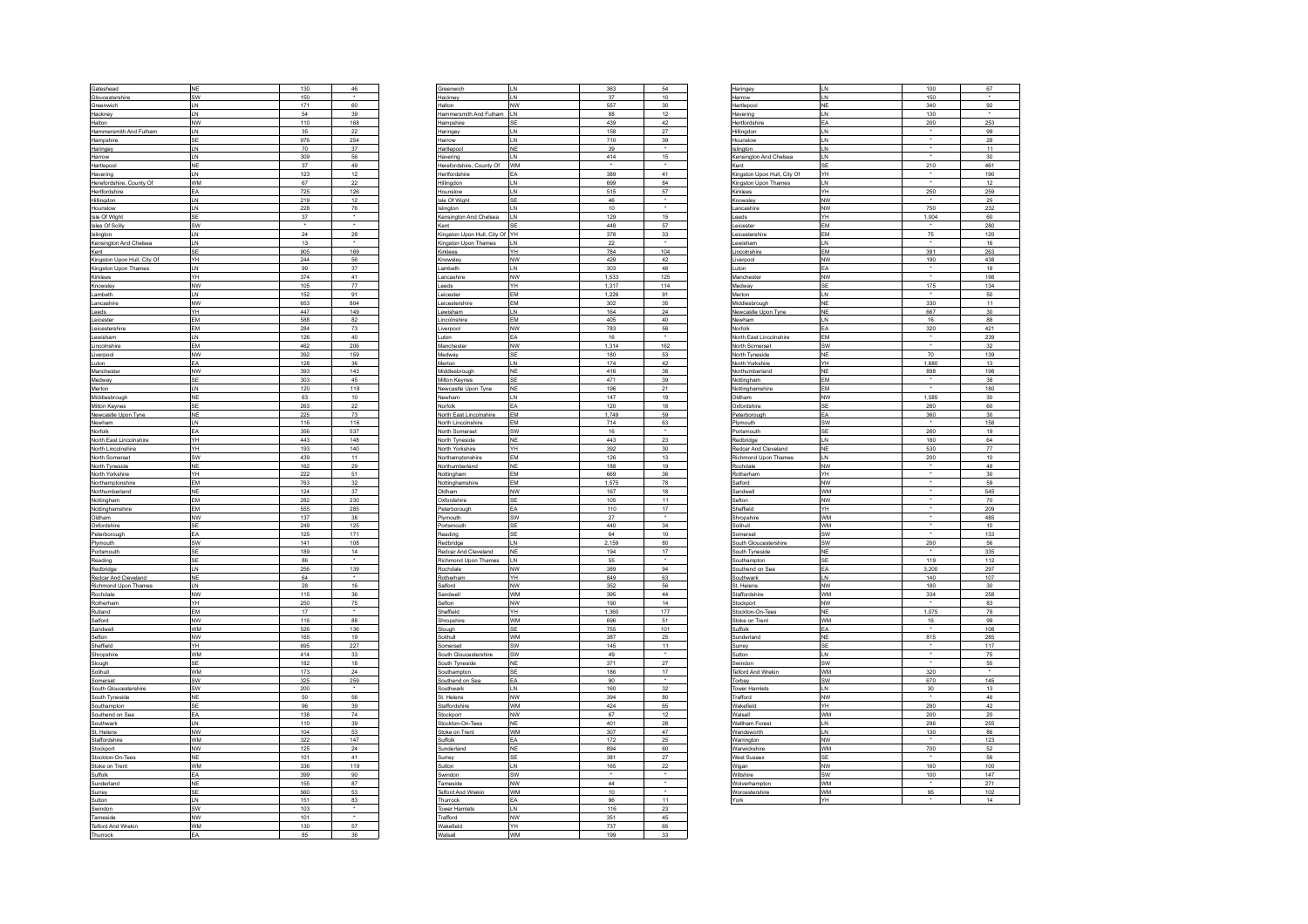| | | | |
|---|---|---|---|
| Gateshead | NE | 130 | 46 |
| Gloucestershire | SW | 150 | * |
| Greenwich | LN | 171 | 60 |
| Hackney | LN | 54 | 39 |
| Halton | NW | 110 | 168 |
| Hammersmith And Fulham | LN | 35 | 22 |
| Hampshire | SE | 976 | 254 |
| Haringey | LN | 70 | 37 |
| Harrow | LN | 309 | 56 |
| Hartlepool | NE | 37 | 49 |
| Havering | LN | 123 | 12 |
| Herefordshire, County Of | WM | 67 | 22 |
| Hertfordshire | EA | 725 | 126 |
| Hillingdon | LN | 219 | 12 |
| Hounslow | LN | 228 | 76 |
| Isle Of Wight | SE | 37 | * |
| Isles Of Scilly | SW | * | * |
| Islington | LN | 24 | 28 |
| Kensington And Chelsea | LN | 13 | * |
| Kent | SE | 905 | 169 |
| Kingston Upon Hull, City Of | YH | 244 | 56 |
| Kingston Upon Thames | LN | 99 | 37 |
| Kirklees | YH | 374 | 41 |
| Knowsley | NW | 105 | 77 |
| Lambeth | LN | 152 | 91 |
| Lancashire | NW | 653 | 804 |
| Leeds | YH | 447 | 149 |
| Leicester | EM | 588 | 82 |
| Leicestershire | EM | 284 | 73 |
| Lewisham | LN | 126 | 40 |
| Lincolnshire | EM | 462 | 206 |
| Liverpool | NW | 392 | 159 |
| Luton | EA | 128 | 36 |
| Manchester | NW | 393 | 143 |
| Medway | SE | 303 | 45 |
| Merton | LN | 120 | 119 |
| Middlesbrough | NE | 63 | 10 |
| Milton Keynes | SE | 263 | 22 |
| Newcastle Upon Tyne | NE | 225 | 73 |
| Newham | LN | 116 | 116 |
| Norfolk | EA | 356 | 537 |
| North East Lincolnshire | YH | 443 | 148 |
| North Lincolnshire | YH | 193 | 140 |
| North Somerset | SW | 439 | 11 |
| North Tyneside | NE | 162 | 29 |
| North Yorkshire | YH | 222 | 51 |
| Northamptonshire | EM | 763 | 32 |
| Northumberland | NE | 124 | 37 |
| Nottingham | EM | 282 | 230 |
| Nottinghamshire | EM | 555 | 285 |
| Oldham | NW | 137 | 38 |
| Oxfordshire | SE | 249 | 125 |
| Peterborough | EA | 125 | 171 |
| Plymouth | SW | 141 | 108 |
| Portsmouth | SE | 189 | 14 |
| Reading | SE | 86 | * |
| Redbridge | LN | 256 | 139 |
| Redcar And Cleveland | NE | 64 | * |
| Richmond Upon Thames | LN | 28 | 16 |
| Rochdale | NW | 115 | 36 |
| Rotherham | YH | 250 | 75 |
| Rutland | EM | 17 | * |
| Salford | NW | 116 | 88 |
| Sandwell | WM | 526 | 136 |
| Sefton | NW | 165 | 19 |
| Sheffield | YH | 695 | 227 |
| Shropshire | WM | 414 | 33 |
| Slough | SE | 182 | 18 |
| Solihull | WM | 173 | 24 |
| Somerset | SW | 325 | 259 |
| South Gloucestershire | SW | 200 | * |
| South Tyneside | NE | 50 | 56 |
| Southampton | SE | 96 | 39 |
| Southend on Sea | EA | 138 | 74 |
| Southwark | LN | 110 | 39 |
| St. Helens | NW | 104 | 53 |
| Staffordshire | WM | 322 | 147 |
| Stockport | NW | 125 | 24 |
| Stockton-On-Tees | NE | 101 | 41 |
| Stoke on Trent | WM | 336 | 119 |
| Suffolk | EA | 399 | 90 |
| Sunderland | NE | 155 | 87 |
| Surrey | SE | 560 | 53 |
| Sutton | LN | 151 | 83 |
| Swindon | SW | 103 | * |
| Tameside | NW | 101 | * |
| Telford And Wrekin | WM | 130 | 57 |
| Thurrock | EA | 85 | 36 |

| | | | |
|---|---|---|---|
| Greenwich | LN | 363 | 54 |
| Hackney | LN | 37 | 10 |
| Halton | NW | 557 | 30 |
| Hammersmith And Fulham | LN | 88 | 12 |
| Hampshire | SE | 439 | 42 |
| Haringey | LN | 158 | 27 |
| Harrow | LN | 710 | 39 |
| Hartlepool | NE | 39 | * |
| Havering | LN | 414 | 15 |
| Herefordshire, County Of | WM | * | * |
| Hertfordshire | EA | 389 | 41 |
| Hillingdon | LN | 699 | 84 |
| Hounslow | LN | 515 | 57 |
| Isle Of Wight | SE | 46 | * |
| Islington | LN | 10 | * |
| Kensington And Chelsea | LN | 129 | 15 |
| Kent | SE | 448 | 57 |
| Kingston Upon Hull, City Of | YH | 378 | 33 |
| Kingston Upon Thames | LN | 22 | * |
| Kirklees | YH | 784 | 104 |
| Knowsley | NW | 429 | 42 |
| Lambeth | LN | 303 | 46 |
| Lancashire | NW | 1,533 | 125 |
| Leeds | YH | 1,317 | 114 |
| Leicester | EM | 1,226 | 91 |
| Leicestershire | EM | 302 | 35 |
| Lewisham | LN | 164 | 24 |
| Lincolnshire | EM | 405 | 40 |
| Liverpool | NW | 783 | 58 |
| Luton | EA | 16 | * |
| Manchester | NW | 1,314 | 162 |
| Medway | SE | 180 | 53 |
| Merton | LN | 174 | 42 |
| Middlesbrough | NE | 416 | 38 |
| Milton Keynes | SE | 471 | 39 |
| Newcastle Upon Tyne | NE | 196 | 21 |
| Newham | LN | 147 | 19 |
| Norfolk | EA | 120 | 18 |
| North East Lincolnshire | EM | 1,749 | 59 |
| North Lincolnshire | EM | 714 | 63 |
| North Somerset | SW | 16 | * |
| North Tyneside | NE | 443 | 23 |
| North Yorkshire | YH | 392 | 30 |
| Northamptonshire | EM | 126 | 13 |
| Northumberland | NE | 188 | 19 |
| Nottingham | EM | 669 | 36 |
| Nottinghamshire | EM | 1,575 | 78 |
| Oldham | NW | 167 | 18 |
| Oxfordshire | SE | 105 | 11 |
| Peterborough | EA | 110 | 17 |
| Plymouth | SW | 27 | * |
| Portsmouth | SE | 440 | 34 |
| Reading | SE | 64 | 10 |
| Redbridge | LN | 2,159 | 80 |
| Redcar And Cleveland | NE | 194 | 17 |
| Richmond Upon Thames | LN | 55 | * |
| Rochdale | NW | 389 | 94 |
| Rotherham | YH | 849 | 63 |
| Salford | NW | 352 | 56 |
| Sandwell | WM | 395 | 44 |
| Sefton | NW | 190 | 14 |
| Sheffield | YH | 1,360 | 177 |
| Shropshire | WM | 696 | 51 |
| Slough | SE | 755 | 101 |
| Solihull | WM | 387 | 25 |
| Somerset | SW | 145 | 11 |
| South Gloucestershire | SW | 49 | * |
| South Tyneside | NE | 371 | 27 |
| Southampton | SE | 186 | 17 |
| Southend on Sea | EA | 90 | * |
| Southwark | LN | 160 | 32 |
| St. Helens | NW | 394 | 80 |
| Staffordshire | WM | 424 | 65 |
| Stockport | NW | 67 | 12 |
| Stockton-On-Tees | NE | 401 | 28 |
| Stoke on Trent | WM | 307 | 47 |
| Suffolk | EA | 172 | 25 |
| Sunderland | NE | 894 | 60 |
| Surrey | SE | 381 | 27 |
| Sutton | LN | 165 | 22 |
| Swindon | SW | * | * |
| Tameside | NW | 44 | * |
| Telford And Wrekin | WM | 10 | * |
| Thurrock | EA | 96 | 11 |
| Tower Hamlets | LN | 116 | 23 |
| Trafford | NW | 351 | 45 |
| Wakefield | YH | 737 | 65 |
| Walsall | WM | 199 | 33 |

| | | | |
|---|---|---|---|
| Haringey | LN | 100 | 67 |
| Harrow | LN | 150 | * |
| Hartlepool | NE | 340 | 92 |
| Havering | LN | 130 | * |
| Hertfordshire | EA | 200 | 253 |
| Hillingdon | LN | * | 99 |
| Hounslow | LN | * | 28 |
| Islington | LN | * | 11 |
| Kensington And Chelsea | LN | * | 30 |
| Kent | SE | 210 | 461 |
| Kingston Upon Hull, City Of | YH | * | 190 |
| Kingston Upon Thames | LN | * | 12 |
| Kirklees | YH | 250 | 259 |
| Knowsley | NW | * | 25 |
| Lancashire | NW | 750 | 232 |
| Leeds | YH | 1,004 | 60 |
| Leicester | EM | * | 280 |
| Leicestershire | EM | 75 | 120 |
| Lewisham | LN | * | 16 |
| Lincolnshire | EM | 391 | 263 |
| Liverpool | NW | 190 | 438 |
| Luton | EA | * | 18 |
| Manchester | NW | * | 198 |
| Medway | SE | 175 | 134 |
| Merton | LN | * | 50 |
| Middlesbrough | NE | 330 | 11 |
| Newcastle Upon Tyne | NE | 667 | 30 |
| Newham | LN | 16 | 88 |
| Norfolk | EA | 320 | 421 |
| North East Lincolnshire | EM | * | 239 |
| North Somerset | SW | * | 32 |
| North Tyneside | NE | 70 | 139 |
| North Yorkshire | YH | 1,680 | 13 |
| Northumberland | NE | 898 | 198 |
| Nottingham | EM | * | 38 |
| Nottinghamshire | EM | * | 180 |
| Oldham | NW | 1,585 | 30 |
| Oxfordshire | SE | 280 | 60 |
| Peterborough | EA | 360 | 30 |
| Plymouth | SW | * | 158 |
| Portsmouth | SE | 260 | 19 |
| Redbridge | LN | 180 | 64 |
| Redcar And Cleveland | NE | 530 | 77 |
| Richmond Upon Thames | LN | 200 | 10 |
| Rochdale | NW | * | 48 |
| Rotherham | YH | * | 30 |
| Salford | NW | * | 59 |
| Sandwell | WM | * | 545 |
| Sefton | NW | * | 70 |
| Sheffield | YH | * | 209 |
| Shropshire | WM | * | 485 |
| Solihull | WM | * | 10 |
| Somerset | SW | * | 133 |
| South Gloucestershire | SW | 200 | 56 |
| South Tyneside | NE | * | 335 |
| Southampton | SE | 119 | 112 |
| Southend on Sea | EA | 3,200 | 297 |
| Southwark | LN | 140 | 107 |
| St. Helens | NW | 180 | 30 |
| Staffordshire | WM | 334 | 258 |
| Stockport | NW | * | 83 |
| Stockton-On-Tees | NE | 1,075 | 78 |
| Stoke on Trent | WM | 16 | 99 |
| Suffolk | EA | * | 108 |
| Sunderland | NE | 815 | 285 |
| Surrey | SE | * | 117 |
| Sutton | LN | * | 75 |
| Swindon | SW | * | 55 |
| Telford And Wrekin | WM | 320 | * |
| Torbay | SW | 670 | 145 |
| Tower Hamlets | LN | 30 | 13 |
| Trafford | NW | * | 46 |
| Wakefield | YH | 280 | 42 |
| Walsall | WM | 200 | 20 |
| Waltham Forest | LN | 296 | 255 |
| Wandsworth | LN | 130 | 86 |
| Warrington | NW | * | 123 |
| Warwickshire | WM | 700 | 52 |
| West Sussex | SE | * | 56 |
| Wigan | NW | 160 | 100 |
| Wiltshire | SW | 100 | 147 |
| Wolverhampton | WM | * | 271 |
| Worcestershire | WM | 95 | 102 |
| York | YH | * | 14 |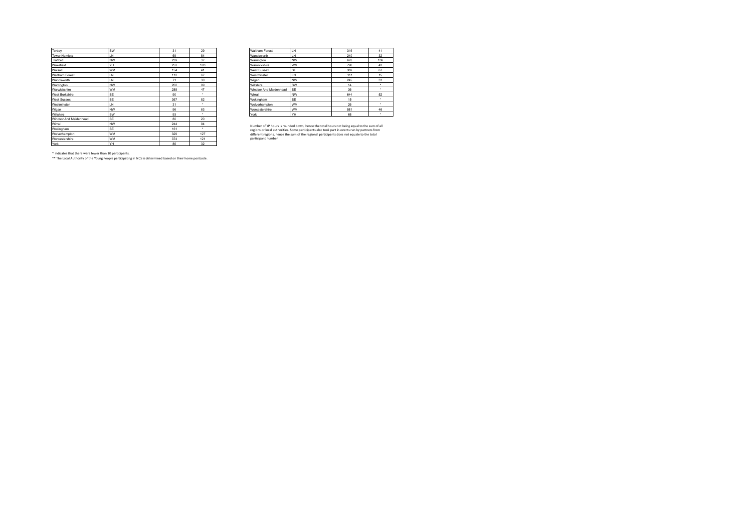| | | | |
|---|---|---|---|
| Torbay | SW | 31 | 29 |
| Tower Hamlets | LN | 69 | 84 |
| Trafford | NW | 239 | 37 |
| Wakefield | YH | 253 | 103 |
| Walsall | WM | 154 | 41 |
| Waltham Forest | LN | 112 | 67 |
| Wandsworth | LN | 71 | 30 |
| Warrington | NW | 202 | 99 |
| Warwickshire | WM | 288 | 47 |
| West Berkshire | SE | 90 | * |
| West Sussex | SE | 367 | 82 |
| Westminster | LN | 31 | * |
| Wigan | NW | 96 | 63 |
| Wiltshire | SW | 93 | * |
| Windsor And Maidenhead | SE | 80 | 20 |
| Wirral | NW | 244 | 94 |
| Wokingham | SE | 161 | * |
| Wolverhampton | WM | 329 | 127 |
| Worcestershire | WM | 374 | 121 |
| York | YH | 86 | 32 |

* Indicates that there were fewer than 10 participants.

** The Local Authority of the Young People participating in NCS is determined based on their home postcode.

| | | | |
|---|---|---|---|
| Waltham Forest | LN | 316 | 41 |
| Wandsworth | LN | 240 | 32 |
| Warrington | NW | 678 | 136 |
| Warwickshire | WM | 798 | 42 |
| West Sussex | SE | 382 | 67 |
| Westminster | LN | 111 | 15 |
| Wigan | NW | 245 | 31 |
| Wiltshire | SW | 14 | * |
| Windsor And Maidenhead | SE | 36 | * |
| Wirral | NW | 644 | 52 |
| Wokingham | SE | 15 | * |
| Wolverhampton | WM | 26 | * |
| Worcestershire | WM | 581 | 46 |
| York | YH | 68 | * |

Number of YP hours is rounded down, hence the total hours not being equal to the sum of all regions or local authorities. Some participants also took part in events run by partners from different regions, hence the sum of the regional participants does not equate to the total participant number.